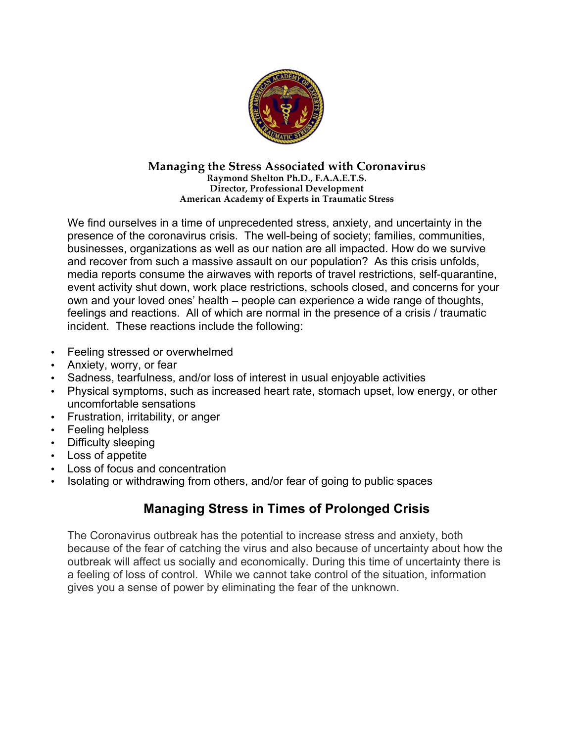# Managing the Stress Associated with Coronavirus

**Raymond Shelton Ph.D., F.A.A.E.T.S.**
**Director, Professional Development**
**American Academy of Experts in Traumatic Stress**

We find ourselves in a time of unprecedented stress, anxiety, and uncertainty in the presence of the coronavirus crisis. The well-being of society; families, communities, businesses, organizations as well as our nation are all impacted. How do we survive and recover from such a massive assault on our population? As this crisis unfolds, media reports consume the airwaves with reports of travel restrictions, self-quarantine, event activity shut down, work place restrictions, schools closed, and concerns for your own and your loved ones' health – people can experience a wide range of thoughts, feelings and reactions. All of which are normal in the presence of a crisis / traumatic incident. These reactions include the following:

- Feeling stressed or overwhelmed
- Anxiety, worry, or fear
- Sadness, tearfulness, and/or loss of interest in usual enjoyable activities
- Physical symptoms, such as increased heart rate, stomach upset, low energy, or other uncomfortable sensations
- Frustration, irritability, or anger
- Feeling helpless
- Difficulty sleeping
- Loss of appetite
- Loss of focus and concentration
- Isolating or withdrawing from others, and/or fear of going to public spaces

## Managing Stress in Times of Prolonged Crisis

The Coronavirus outbreak has the potential to increase stress and anxiety, both because of the fear of catching the virus and also because of uncertainty about how the outbreak will affect us socially and economically. During this time of uncertainty there is a feeling of loss of control. While we cannot take control of the situation, information gives you a sense of power by eliminating the fear of the unknown.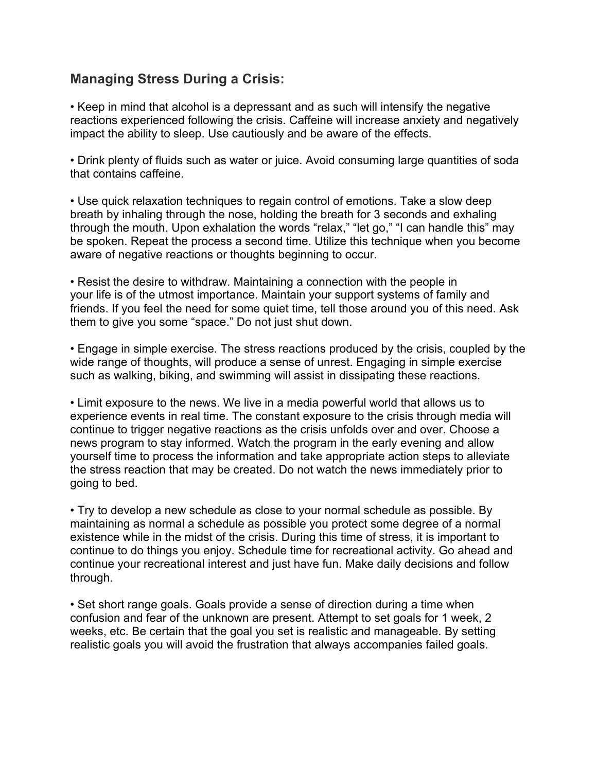## Managing Stress During a Crisis:

• Keep in mind that alcohol is a depressant and as such will intensify the negative reactions experienced following the crisis. Caffeine will increase anxiety and negatively impact the ability to sleep. Use cautiously and be aware of the effects.

• Drink plenty of fluids such as water or juice. Avoid consuming large quantities of soda that contains caffeine.

• Use quick relaxation techniques to regain control of emotions. Take a slow deep breath by inhaling through the nose, holding the breath for 3 seconds and exhaling through the mouth. Upon exhalation the words "relax," "let go," "I can handle this" may be spoken. Repeat the process a second time. Utilize this technique when you become aware of negative reactions or thoughts beginning to occur.

• Resist the desire to withdraw. Maintaining a connection with the people in your life is of the utmost importance. Maintain your support systems of family and friends. If you feel the need for some quiet time, tell those around you of this need. Ask them to give you some "space." Do not just shut down.

• Engage in simple exercise. The stress reactions produced by the crisis, coupled by the wide range of thoughts, will produce a sense of unrest. Engaging in simple exercise such as walking, biking, and swimming will assist in dissipating these reactions.

• Limit exposure to the news. We live in a media powerful world that allows us to experience events in real time. The constant exposure to the crisis through media will continue to trigger negative reactions as the crisis unfolds over and over. Choose a news program to stay informed. Watch the program in the early evening and allow yourself time to process the information and take appropriate action steps to alleviate the stress reaction that may be created. Do not watch the news immediately prior to going to bed.

• Try to develop a new schedule as close to your normal schedule as possible. By maintaining as normal a schedule as possible you protect some degree of a normal existence while in the midst of the crisis. During this time of stress, it is important to continue to do things you enjoy. Schedule time for recreational activity. Go ahead and continue your recreational interest and just have fun. Make daily decisions and follow through.

• Set short range goals. Goals provide a sense of direction during a time when confusion and fear of the unknown are present. Attempt to set goals for 1 week, 2 weeks, etc. Be certain that the goal you set is realistic and manageable. By setting realistic goals you will avoid the frustration that always accompanies failed goals.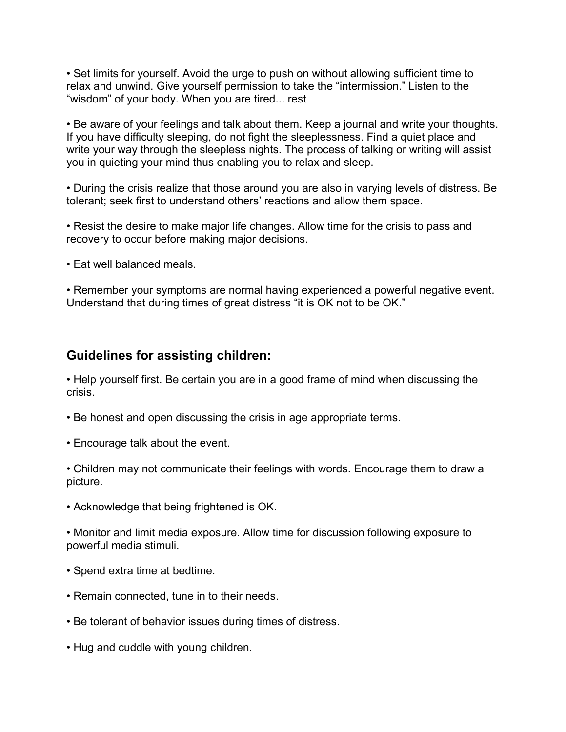- Set limits for yourself. Avoid the urge to push on without allowing sufficient time to relax and unwind. Give yourself permission to take the "intermission." Listen to the "wisdom" of your body. When you are tired... rest

- Be aware of your feelings and talk about them. Keep a journal and write your thoughts. If you have difficulty sleeping, do not fight the sleeplessness. Find a quiet place and write your way through the sleepless nights. The process of talking or writing will assist you in quieting your mind thus enabling you to relax and sleep.

- During the crisis realize that those around you are also in varying levels of distress. Be tolerant; seek first to understand others' reactions and allow them space.

- Resist the desire to make major life changes. Allow time for the crisis to pass and recovery to occur before making major decisions.

- Eat well balanced meals.

- Remember your symptoms are normal having experienced a powerful negative event. Understand that during times of great distress "it is OK not to be OK."

## Guidelines for assisting children:

- Help yourself first. Be certain you are in a good frame of mind when discussing the crisis.

- Be honest and open discussing the crisis in age appropriate terms.

- Encourage talk about the event.

- Children may not communicate their feelings with words. Encourage them to draw a picture.

- Acknowledge that being frightened is OK.

- Monitor and limit media exposure. Allow time for discussion following exposure to powerful media stimuli.

- Spend extra time at bedtime.

- Remain connected, tune in to their needs.

- Be tolerant of behavior issues during times of distress.

- Hug and cuddle with young children.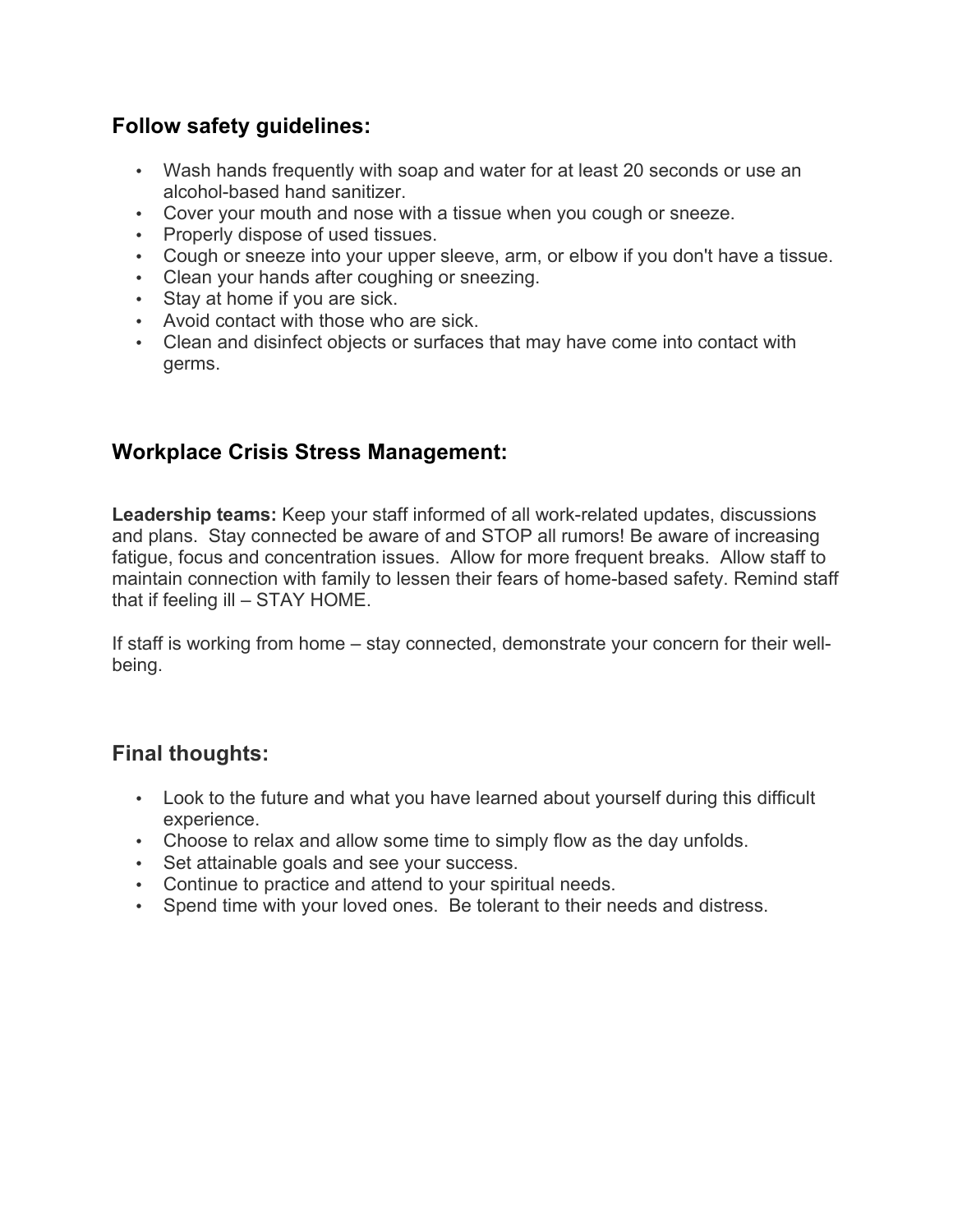## Follow safety guidelines:

- Wash hands frequently with soap and water for at least 20 seconds or use an alcohol-based hand sanitizer.
- Cover your mouth and nose with a tissue when you cough or sneeze.
- Properly dispose of used tissues.
- Cough or sneeze into your upper sleeve, arm, or elbow if you don't have a tissue.
- Clean your hands after coughing or sneezing.
- Stay at home if you are sick.
- Avoid contact with those who are sick.
- Clean and disinfect objects or surfaces that may have come into contact with germs.

## Workplace Crisis Stress Management:

**Leadership teams:** Keep your staff informed of all work-related updates, discussions and plans. Stay connected be aware of and STOP all rumors! Be aware of increasing fatigue, focus and concentration issues. Allow for more frequent breaks. Allow staff to maintain connection with family to lessen their fears of home-based safety. Remind staff that if feeling ill – STAY HOME.

If staff is working from home – stay connected, demonstrate your concern for their well-being.

## Final thoughts:

- Look to the future and what you have learned about yourself during this difficult experience.
- Choose to relax and allow some time to simply flow as the day unfolds.
- Set attainable goals and see your success.
- Continue to practice and attend to your spiritual needs.
- Spend time with your loved ones. Be tolerant to their needs and distress.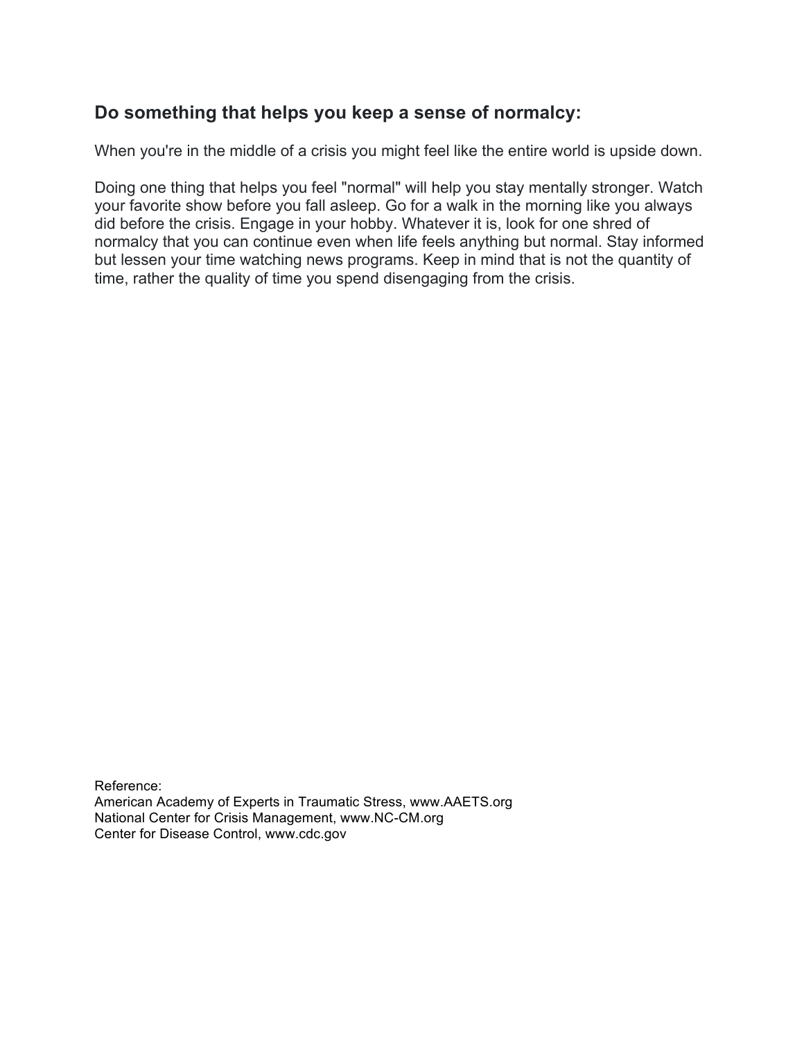### Do something that helps you keep a sense of normalcy:

When you're in the middle of a crisis you might feel like the entire world is upside down.

Doing one thing that helps you feel "normal" will help you stay mentally stronger. Watch your favorite show before you fall asleep. Go for a walk in the morning like you always did before the crisis. Engage in your hobby. Whatever it is, look for one shred of normalcy that you can continue even when life feels anything but normal. Stay informed but lessen your time watching news programs. Keep in mind that is not the quantity of time, rather the quality of time you spend disengaging from the crisis.

Reference:
American Academy of Experts in Traumatic Stress, www.AAETS.org
National Center for Crisis Management, www.NC-CM.org
Center for Disease Control, www.cdc.gov